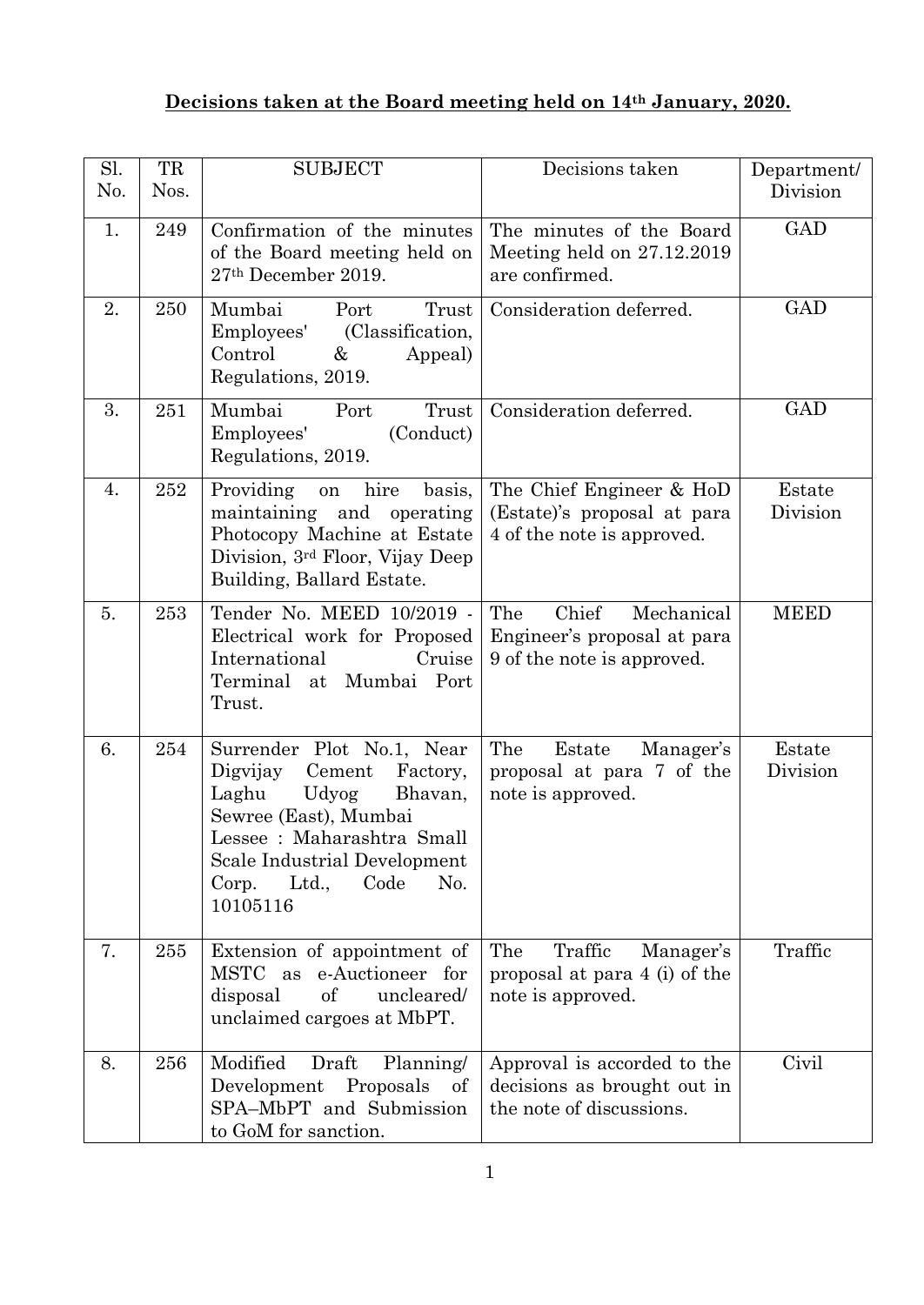**Decisions taken at the Board meeting held on 14th January, 2020.**

| Sl. No. | TR Nos. | SUBJECT | Decisions taken | Department/ Division |
|---|---|---|---|---|
| 1. | 249 | Confirmation of the minutes of the Board meeting held on 27th December 2019. | The minutes of the Board Meeting held on 27.12.2019 are confirmed. | GAD |
| 2. | 250 | Mumbai Port Trust Employees' (Classification, Control & Appeal) Regulations, 2019. | Consideration deferred. | GAD |
| 3. | 251 | Mumbai Port Trust Employees' (Conduct) Regulations, 2019. | Consideration deferred. | GAD |
| 4. | 252 | Providing on hire basis, maintaining and operating Photocopy Machine at Estate Division, 3rd Floor, Vijay Deep Building, Ballard Estate. | The Chief Engineer & HoD (Estate)'s proposal at para 4 of the note is approved. | Estate Division |
| 5. | 253 | Tender No. MEED 10/2019 - Electrical work for Proposed International Cruise Terminal at Mumbai Port Trust. | The Chief Mechanical Engineer's proposal at para 9 of the note is approved. | MEED |
| 6. | 254 | Surrender Plot No.1, Near Digvijay Cement Factory, Laghu Udyog Bhavan, Sewree (East), Mumbai Lessee : Maharashtra Small Scale Industrial Development Corp. Ltd., Code No. 10105116 | The Estate Manager's proposal at para 7 of the note is approved. | Estate Division |
| 7. | 255 | Extension of appointment of MSTC as e-Auctioneer for disposal of uncleared/ unclaimed cargoes at MbPT. | The Traffic Manager's proposal at para 4 (i) of the note is approved. | Traffic |
| 8. | 256 | Modified Draft Planning/ Development Proposals of SPA–MbPT and Submission to GoM for sanction. | Approval is accorded to the decisions as brought out in the note of discussions. | Civil |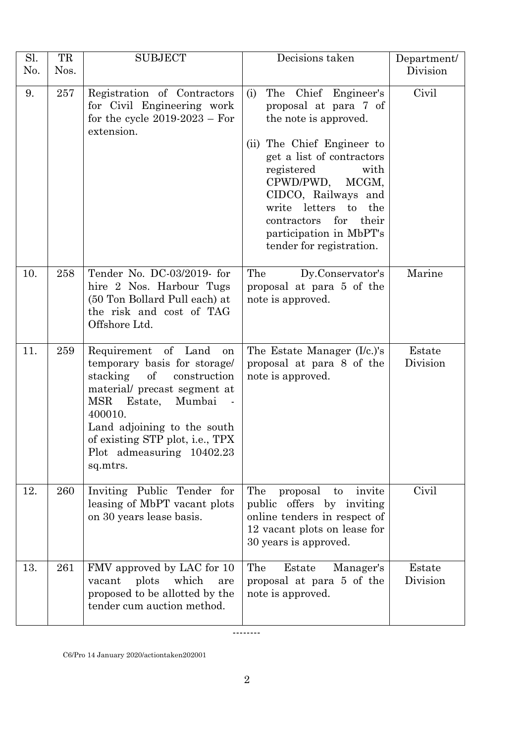| Sl. No. | TR Nos. | SUBJECT | Decisions taken | Department/ Division |
|---|---|---|---|---|
| 9. | 257 | Registration of Contractors for Civil Engineering work for the cycle 2019-2023 – For extension. | (i) The Chief Engineer's proposal at para 7 of the note is approved.<br><br>(ii) The Chief Engineer to get a list of contractors registered with CPWD/PWD, MCGM, CIDCO, Railways and write letters to the contractors for their participation in MbPT's tender for registration. | Civil |
| 10. | 258 | Tender No. DC-03/2019- for hire 2 Nos. Harbour Tugs (50 Ton Bollard Pull each) at the risk and cost of TAG Offshore Ltd. | The Dy.Conservator's proposal at para 5 of the note is approved. | Marine |
| 11. | 259 | Requirement of Land on temporary basis for storage/ stacking of construction material/ precast segment at MSR Estate, Mumbai - 400010.<br>Land adjoining to the south of existing STP plot, i.e., TPX Plot admeasuring 10402.23 sq.mtrs. | The Estate Manager (I/c.)'s proposal at para 8 of the note is approved. | Estate Division |
| 12. | 260 | Inviting Public Tender for leasing of MbPT vacant plots on 30 years lease basis. | The proposal to invite public offers by inviting online tenders in respect of 12 vacant plots on lease for 30 years is approved. | Civil |
| 13. | 261 | FMV approved by LAC for 10 vacant plots which are proposed to be allotted by the tender cum auction method. | The Estate Manager's proposal at para 5 of the note is approved. | Estate Division |

--------

C6/Pro 14 January 2020/actiontaken202001